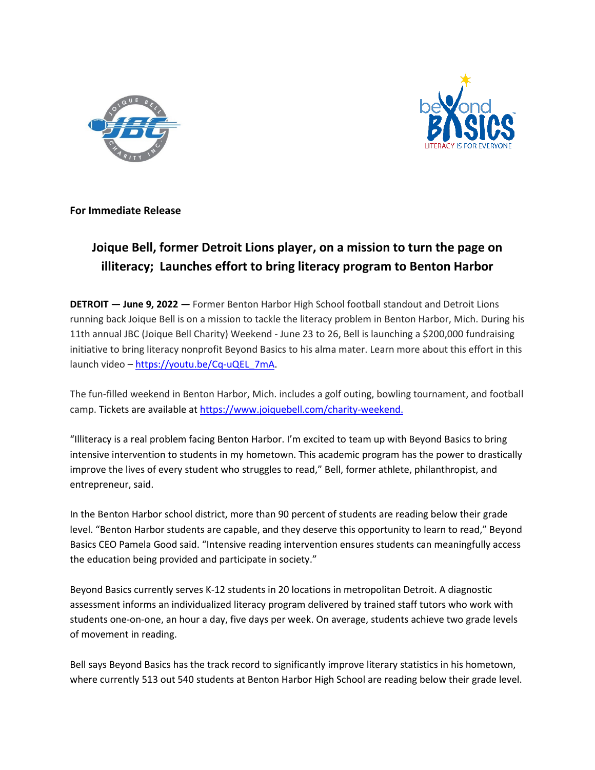**For Immediate Release**

## Joique Bell, former Detroit Lions player, on a mission to turn the page on illiteracy; Launches effort to bring literacy program to Benton Harbor

**DETROIT — June 9, 2022 —** Former Benton Harbor High School football standout and Detroit Lions running back Joique Bell is on a mission to tackle the literacy problem in Benton Harbor, Mich. During his 11th annual JBC (Joique Bell Charity) Weekend - June 23 to 26, Bell is launching a $200,000 fundraising initiative to bring literacy nonprofit Beyond Basics to his alma mater. Learn more about this effort in this launch video – [https://youtu.be/Cq-uQEL_7mA](https://youtu.be/Cq-uQEL_7mA).

The fun-filled weekend in Benton Harbor, Mich. includes a golf outing, bowling tournament, and football camp. Tickets are available at [https://www.joiquebell.com/charity-weekend.](https://www.joiquebell.com/charity-weekend)

"Illiteracy is a real problem facing Benton Harbor. I'm excited to team up with Beyond Basics to bring intensive intervention to students in my hometown. This academic program has the power to drastically improve the lives of every student who struggles to read," Bell, former athlete, philanthropist, and entrepreneur, said.

In the Benton Harbor school district, more than 90 percent of students are reading below their grade level. "Benton Harbor students are capable, and they deserve this opportunity to learn to read," Beyond Basics CEO Pamela Good said. "Intensive reading intervention ensures students can meaningfully access the education being provided and participate in society."

Beyond Basics currently serves K-12 students in 20 locations in metropolitan Detroit. A diagnostic assessment informs an individualized literacy program delivered by trained staff tutors who work with students one-on-one, an hour a day, five days per week. On average, students achieve two grade levels of movement in reading.

Bell says Beyond Basics has the track record to significantly improve literary statistics in his hometown, where currently 513 out 540 students at Benton Harbor High School are reading below their grade level.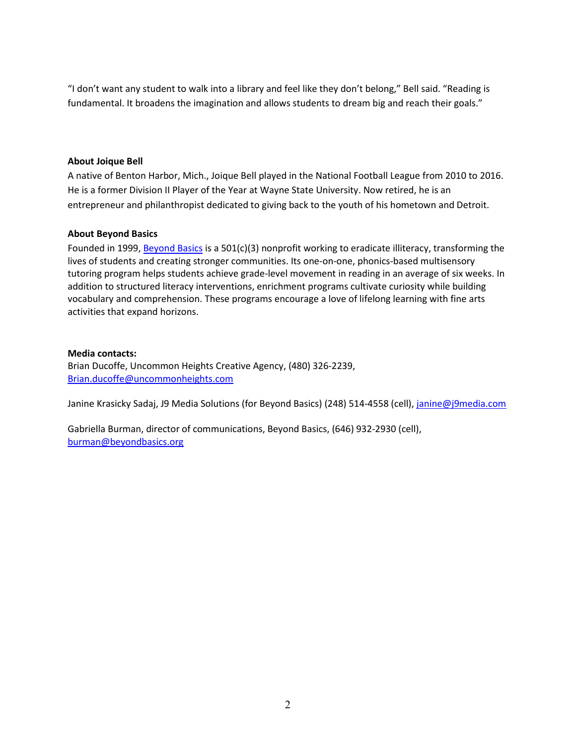"I don't want any student to walk into a library and feel like they don't belong," Bell said. "Reading is fundamental. It broadens the imagination and allows students to dream big and reach their goals."

**About Joique Bell**

A native of Benton Harbor, Mich., Joique Bell played in the National Football League from 2010 to 2016. He is a former Division II Player of the Year at Wayne State University. Now retired, he is an entrepreneur and philanthropist dedicated to giving back to the youth of his hometown and Detroit.

**About Beyond Basics**

Founded in 1999, Beyond Basics is a 501(c)(3) nonprofit working to eradicate illiteracy, transforming the lives of students and creating stronger communities. Its one-on-one, phonics-based multisensory tutoring program helps students achieve grade-level movement in reading in an average of six weeks. In addition to structured literacy interventions, enrichment programs cultivate curiosity while building vocabulary and comprehension. These programs encourage a love of lifelong learning with fine arts activities that expand horizons.

**Media contacts:**

Brian Ducoffe, Uncommon Heights Creative Agency, (480) 326-2239, Brian.ducoffe@uncommonheights.com

Janine Krasicky Sadaj, J9 Media Solutions (for Beyond Basics) (248) 514-4558 (cell), janine@j9media.com

Gabriella Burman, director of communications, Beyond Basics, (646) 932-2930 (cell), burman@beyondbasics.org